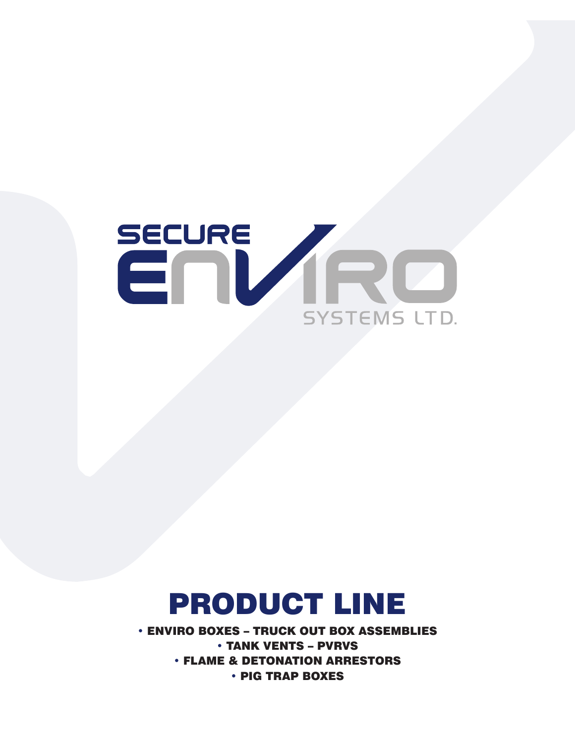SECURE ENVIRO SYSTEMS LTD.

# PRODUCT LINE

- ENVIRO BOXES – TRUCK OUT BOX ASSEMBLIES
- TANK VENTS – PVRVS
- FLAME & DETONATION ARRESTORS
- PIG TRAP BOXES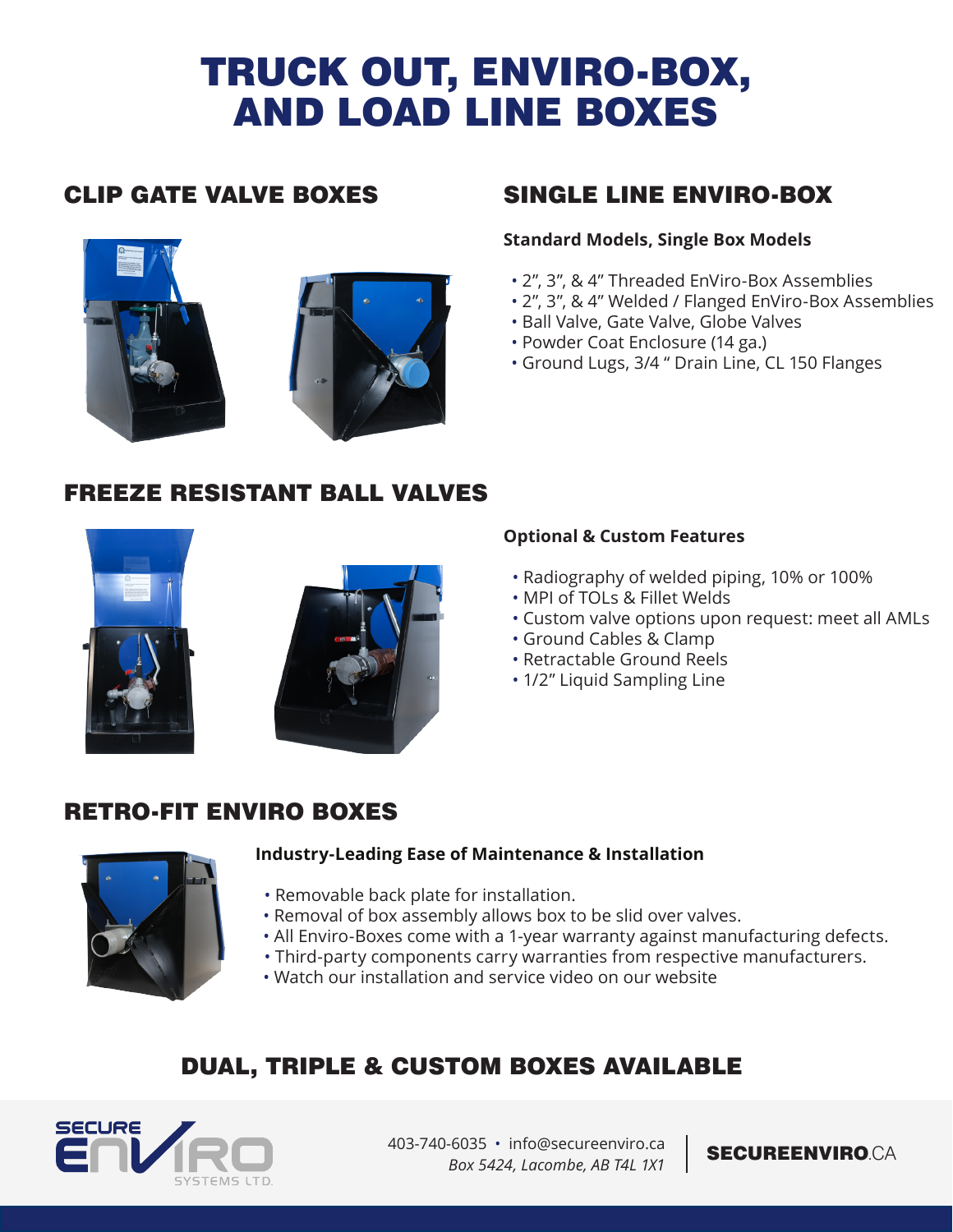# TRUCK OUT, ENVIRO-BOX, AND LOAD LINE BOXES

## CLIP GATE VALVE BOXES

## SINGLE LINE ENVIRO-BOX

**Standard Models, Single Box Models**

- 2", 3", & 4" Threaded EnViro-Box Assemblies
- 2", 3", & 4" Welded / Flanged EnViro-Box Assemblies
- Ball Valve, Gate Valve, Globe Valves
- Powder Coat Enclosure (14 ga.)
- Ground Lugs, 3/4 " Drain Line, CL 150 Flanges

## FREEZE RESISTANT BALL VALVES

**Optional & Custom Features**

- Radiography of welded piping, 10% or 100%
- MPI of TOLs & Fillet Welds
- Custom valve options upon request: meet all AMLs
- Ground Cables & Clamp
- Retractable Ground Reels
- 1/2" Liquid Sampling Line

## RETRO-FIT ENVIRO BOXES

**Industry-Leading Ease of Maintenance & Installation**

- Removable back plate for installation.
- Removal of box assembly allows box to be slid over valves.
- All Enviro-Boxes come with a 1-year warranty against manufacturing defects.
- Third-party components carry warranties from respective manufacturers.
- Watch our installation and service video on our website

## DUAL, TRIPLE & CUSTOM BOXES AVAILABLE

SECURE ENVIRO SYSTEMS LTD.

403-740-6035 • info@secureenviro.ca
*Box 5424, Lacombe, AB T4L 1X1*

**SECUREENVIRO**.CA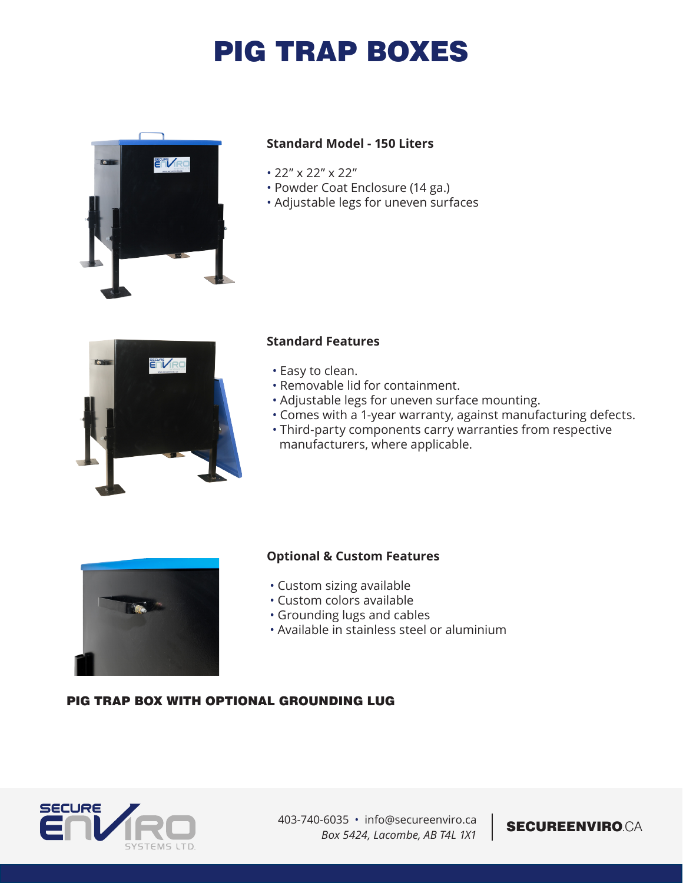# PIG TRAP BOXES

### Standard Model - 150 Liters

- 22” x 22” x 22”
- Powder Coat Enclosure (14 ga.)
- Adjustable legs for uneven surfaces

### Standard Features

- Easy to clean.
- Removable lid for containment.
- Adjustable legs for uneven surface mounting.
- Comes with a 1-year warranty, against manufacturing defects.
- Third-party components carry warranties from respective manufacturers, where applicable.

### Optional & Custom Features

- Custom sizing available
- Custom colors available
- Grounding lugs and cables
- Available in stainless steel or aluminium

**PIG TRAP BOX WITH OPTIONAL GROUNDING LUG**

403-740-6035 • info@secureenviro.ca
*Box 5424, Lacombe, AB T4L 1X1*

**SECUREENVIRO**.CA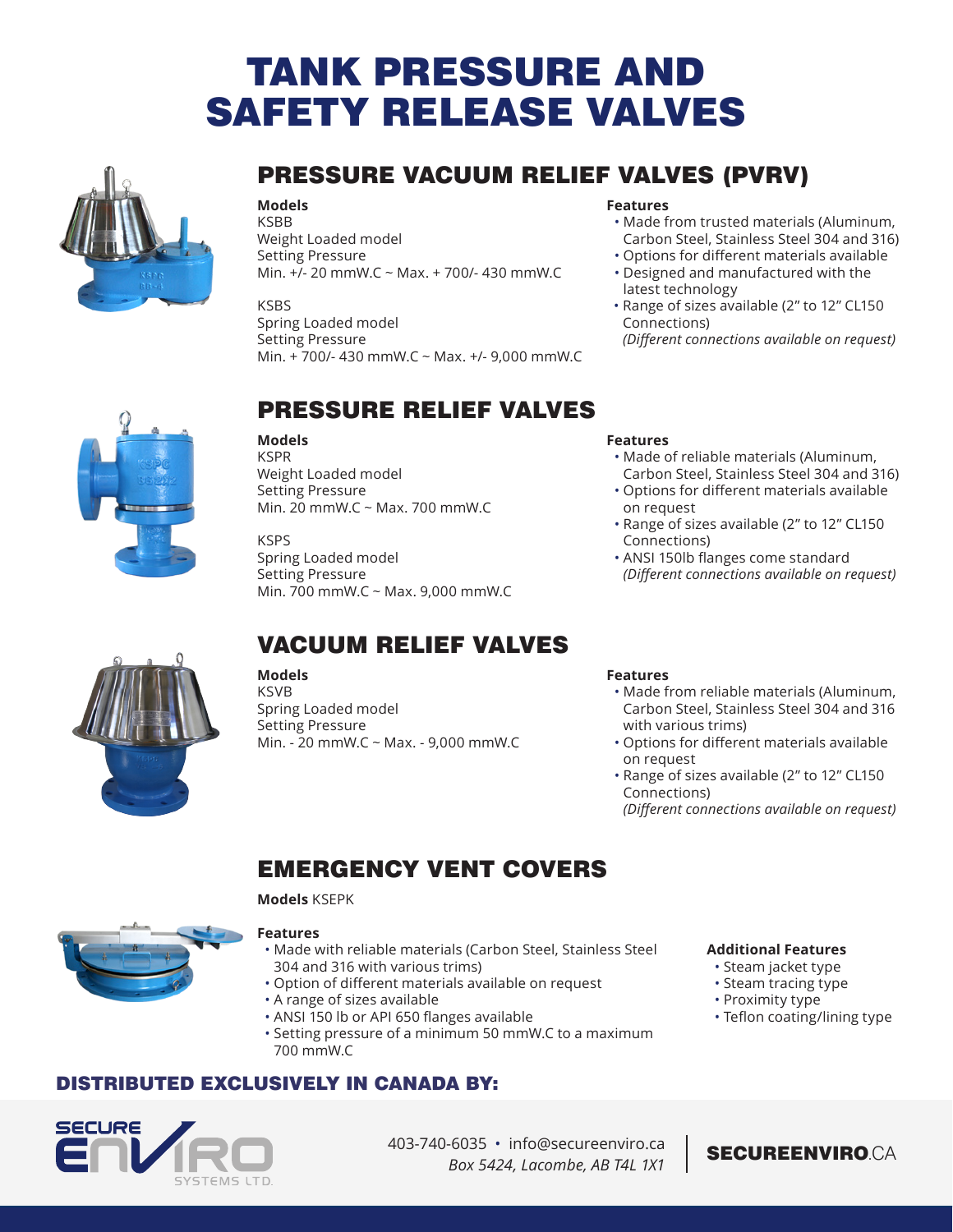# TANK PRESSURE AND SAFETY RELEASE VALVES

## PRESSURE VACUUM RELIEF VALVES (PVRV)

**Models**

KSBB
Weight Loaded model
Setting Pressure
Min. +/- 20 mmW.C ~ Max. + 700/- 430 mmW.C

KSBS
Spring Loaded model
Setting Pressure
Min. + 700/- 430 mmW.C ~ Max. +/- 9,000 mmW.C

**Features**

- Made from trusted materials (Aluminum, Carbon Steel, Stainless Steel 304 and 316)
- Options for different materials available
- Designed and manufactured with the latest technology
- Range of sizes available (2" to 12" CL150 Connections)
  *(Different connections available on request)*

## PRESSURE RELIEF VALVES

**Models**

KSPR
Weight Loaded model
Setting Pressure
Min. 20 mmW.C ~ Max. 700 mmW.C

KSPS
Spring Loaded model
Setting Pressure
Min. 700 mmW.C ~ Max. 9,000 mmW.C

**Features**

- Made of reliable materials (Aluminum, Carbon Steel, Stainless Steel 304 and 316)
- Options for different materials available on request
- Range of sizes available (2" to 12" CL150 Connections)
- ANSI 150lb flanges come standard
  *(Different connections available on request)*

## VACUUM RELIEF VALVES

**Models**

KSVB
Spring Loaded model
Setting Pressure
Min. - 20 mmW.C ~ Max. - 9,000 mmW.C

**Features**

- Made from reliable materials (Aluminum, Carbon Steel, Stainless Steel 304 and 316 with various trims)
- Options for different materials available on request
- Range of sizes available (2" to 12" CL150 Connections)
  *(Different connections available on request)*

## EMERGENCY VENT COVERS

**Models** KSEPK

**Features**

- Made with reliable materials (Carbon Steel, Stainless Steel 304 and 316 with various trims)
- Option of different materials available on request
- A range of sizes available
- ANSI 150 lb or API 650 flanges available
- Setting pressure of a minimum 50 mmW.C to a maximum 700 mmW.C

**Additional Features**

- Steam jacket type
- Steam tracing type
- Proximity type
- Teflon coating/lining type

### DISTRIBUTED EXCLUSIVELY IN CANADA BY:

SECURE ENVIRO SYSTEMS LTD.

403-740-6035 • info@secureenviro.ca
*Box 5424, Lacombe, AB T4L 1X1*

**SECUREENVIRO**.CA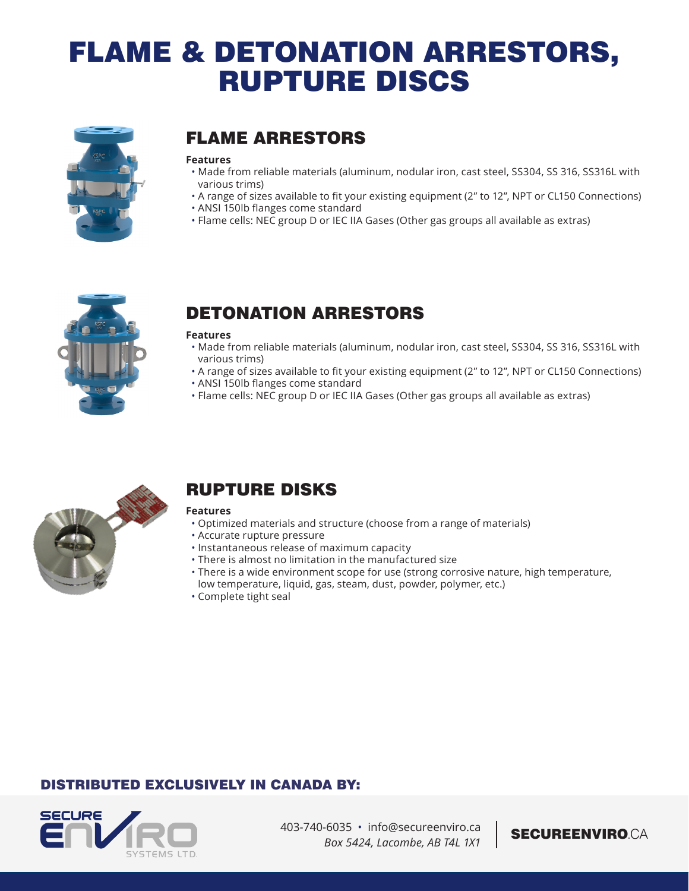# FLAME & DETONATION ARRESTORS, RUPTURE DISCS

## FLAME ARRESTORS

**Features**

- Made from reliable materials (aluminum, nodular iron, cast steel, SS304, SS 316, SS316L with various trims)
- A range of sizes available to fit your existing equipment (2" to 12", NPT or CL150 Connections)
- ANSI 150lb flanges come standard
- Flame cells: NEC group D or IEC IIA Gases (Other gas groups all available as extras)

## DETONATION ARRESTORS

**Features**

- Made from reliable materials (aluminum, nodular iron, cast steel, SS304, SS 316, SS316L with various trims)
- A range of sizes available to fit your existing equipment (2" to 12", NPT or CL150 Connections)
- ANSI 150lb flanges come standard
- Flame cells: NEC group D or IEC IIA Gases (Other gas groups all available as extras)

## RUPTURE DISKS

**Features**

- Optimized materials and structure (choose from a range of materials)
- Accurate rupture pressure
- Instantaneous release of maximum capacity
- There is almost no limitation in the manufactured size
- There is a wide environment scope for use (strong corrosive nature, high temperature, low temperature, liquid, gas, steam, dust, powder, polymer, etc.)
- Complete tight seal

### DISTRIBUTED EXCLUSIVELY IN CANADA BY:

SECURE ENVIRO SYSTEMS LTD.

403-740-6035 • info@secureenviro.ca
*Box 5424, Lacombe, AB T4L 1X1*

**SECUREENVIRO**.CA